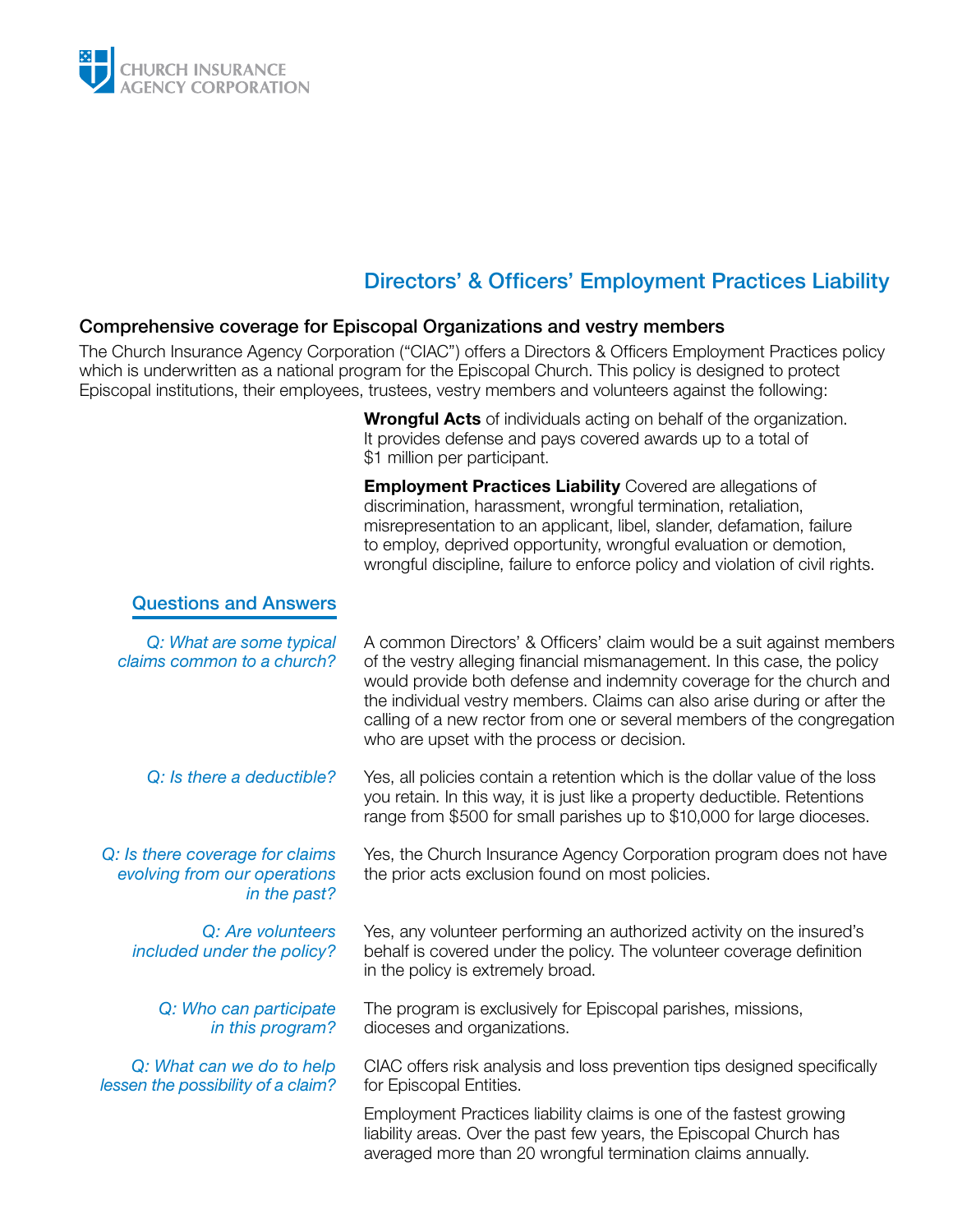CHURCH INSURANCE AGENCY CORPORATION

# Directors' & Officers' Employment Practices Liability

## Comprehensive coverage for Episcopal Organizations and vestry members

The Church Insurance Agency Corporation ("CIAC") offers a Directors & Officers Employment Practices policy which is underwritten as a national program for the Episcopal Church. This policy is designed to protect Episcopal institutions, their employees, trustees, vestry members and volunteers against the following:

**Wrongful Acts** of individuals acting on behalf of the organization. It provides defense and pays covered awards up to a total of $1 million per participant.

**Employment Practices Liability** Covered are allegations of discrimination, harassment, wrongful termination, retaliation, misrepresentation to an applicant, libel, slander, defamation, failure to employ, deprived opportunity, wrongful evaluation or demotion, wrongful discipline, failure to enforce policy and violation of civil rights.

## Questions and Answers

*Q: What are some typical claims common to a church?*

A common Directors' & Officers' claim would be a suit against members of the vestry alleging financial mismanagement. In this case, the policy would provide both defense and indemnity coverage for the church and the individual vestry members. Claims can also arise during or after the calling of a new rector from one or several members of the congregation who are upset with the process or decision.

*Q: Is there a deductible?*

Yes, all policies contain a retention which is the dollar value of the loss you retain. In this way, it is just like a property deductible. Retentions range from $500 for small parishes up to $10,000 for large dioceses.

*Q: Is there coverage for claims evolving from our operations in the past?*

Yes, the Church Insurance Agency Corporation program does not have the prior acts exclusion found on most policies.

*Q: Are volunteers included under the policy?*

Yes, any volunteer performing an authorized activity on the insured's behalf is covered under the policy. The volunteer coverage definition in the policy is extremely broad.

*Q: Who can participate in this program?*

The program is exclusively for Episcopal parishes, missions, dioceses and organizations.

*Q: What can we do to help lessen the possibility of a claim?*

CIAC offers risk analysis and loss prevention tips designed specifically for Episcopal Entities.

Employment Practices liability claims is one of the fastest growing liability areas. Over the past few years, the Episcopal Church has averaged more than 20 wrongful termination claims annually.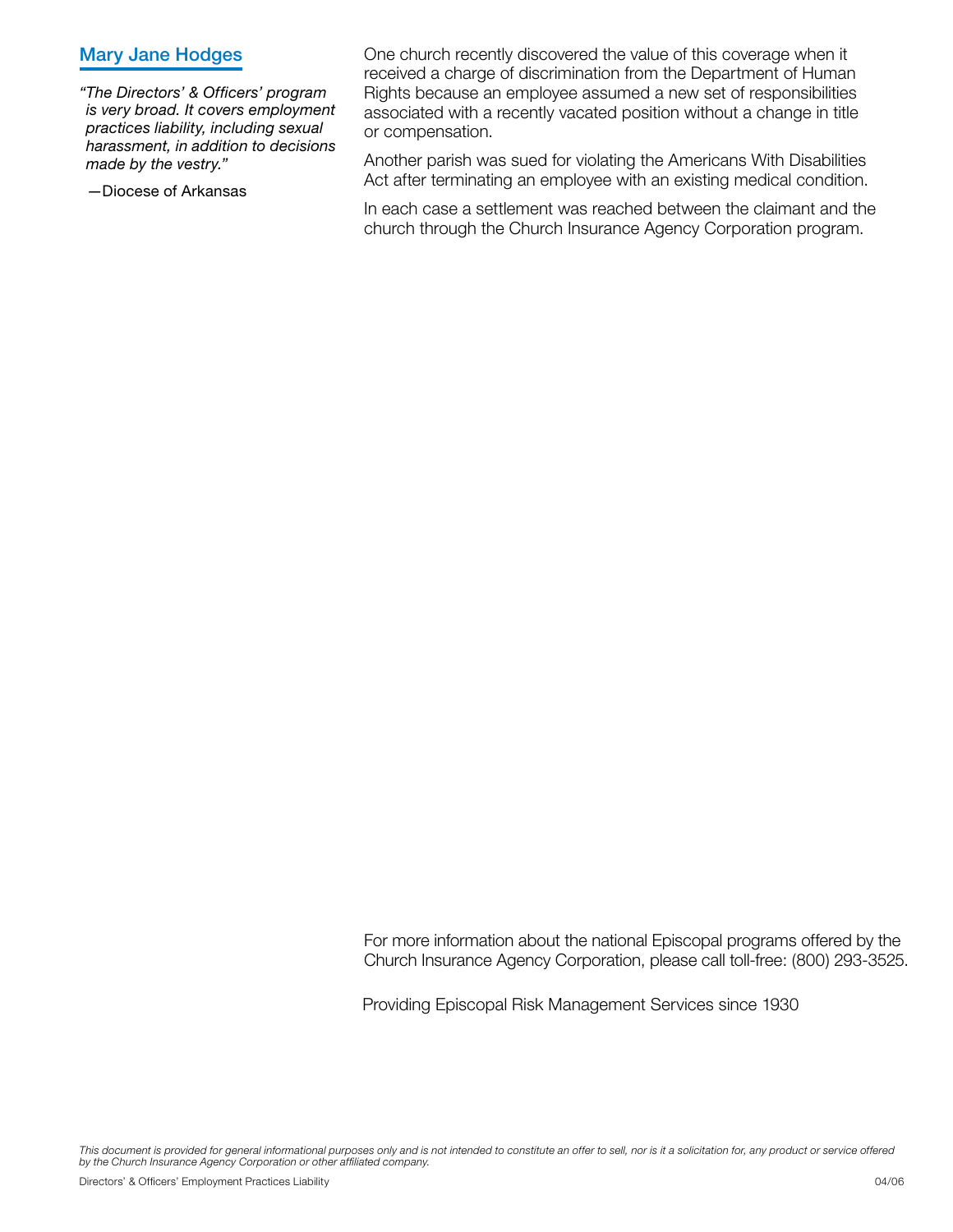### Mary Jane Hodges

*"The Directors' & Officers' program is very broad. It covers employment practices liability, including sexual harassment, in addition to decisions made by the vestry."*

—Diocese of Arkansas

One church recently discovered the value of this coverage when it received a charge of discrimination from the Department of Human Rights because an employee assumed a new set of responsibilities associated with a recently vacated position without a change in title or compensation.

Another parish was sued for violating the Americans With Disabilities Act after terminating an employee with an existing medical condition.

In each case a settlement was reached between the claimant and the church through the Church Insurance Agency Corporation program.

For more information about the national Episcopal programs offered by the Church Insurance Agency Corporation, please call toll-free: (800) 293-3525.

Providing Episcopal Risk Management Services since 1930

*This document is provided for general informational purposes only and is not intended to constitute an offer to sell, nor is it a solicitation for, any product or service offered by the Church Insurance Agency Corporation or other affiliated company.*